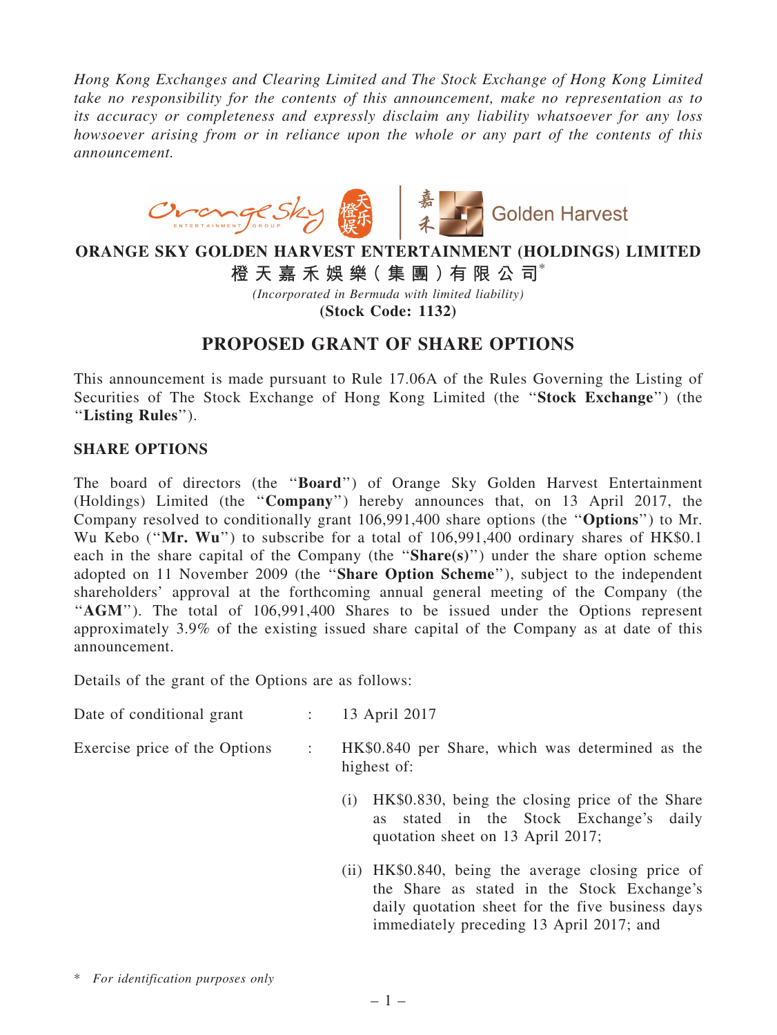*Hong Kong Exchanges and Clearing Limited and The Stock Exchange of Hong Kong Limited take no responsibility for the contents of this announcement, make no representation as to its accuracy or completeness and expressly disclaim any liability whatsoever for any loss howsoever arising from or in reliance upon the whole or any part of the contents of this announcement.*

**ORANGE SKY GOLDEN HARVEST ENTERTAINMENT (HOLDINGS) LIMITED**

**橙天嘉禾娛樂(集團)有限公司***

*(Incorporated in Bermuda with limited liability)*

**(Stock Code: 1132)**

# PROPOSED GRANT OF SHARE OPTIONS

This announcement is made pursuant to Rule 17.06A of the Rules Governing the Listing of Securities of The Stock Exchange of Hong Kong Limited (the "**Stock Exchange**") (the "**Listing Rules**").

## SHARE OPTIONS

The board of directors (the "**Board**") of Orange Sky Golden Harvest Entertainment (Holdings) Limited (the "**Company**") hereby announces that, on 13 April 2017, the Company resolved to conditionally grant 106,991,400 share options (the "**Options**") to Mr. Wu Kebo ("**Mr. Wu**") to subscribe for a total of 106,991,400 ordinary shares of HK$0.1 each in the share capital of the Company (the "**Share(s)**") under the share option scheme adopted on 11 November 2009 (the "**Share Option Scheme**"), subject to the independent shareholders' approval at the forthcoming annual general meeting of the Company (the "**AGM**"). The total of 106,991,400 Shares to be issued under the Options represent approximately 3.9% of the existing issued share capital of the Company as at date of this announcement.

Details of the grant of the Options are as follows:

Date of conditional grant : 13 April 2017

Exercise price of the Options : HK$0.840 per Share, which was determined as the highest of:

(i) HK$0.830, being the closing price of the Share as stated in the Stock Exchange's daily quotation sheet on 13 April 2017;

(ii) HK$0.840, being the average closing price of the Share as stated in the Stock Exchange's daily quotation sheet for the five business days immediately preceding 13 April 2017; and

\* *For identification purposes only*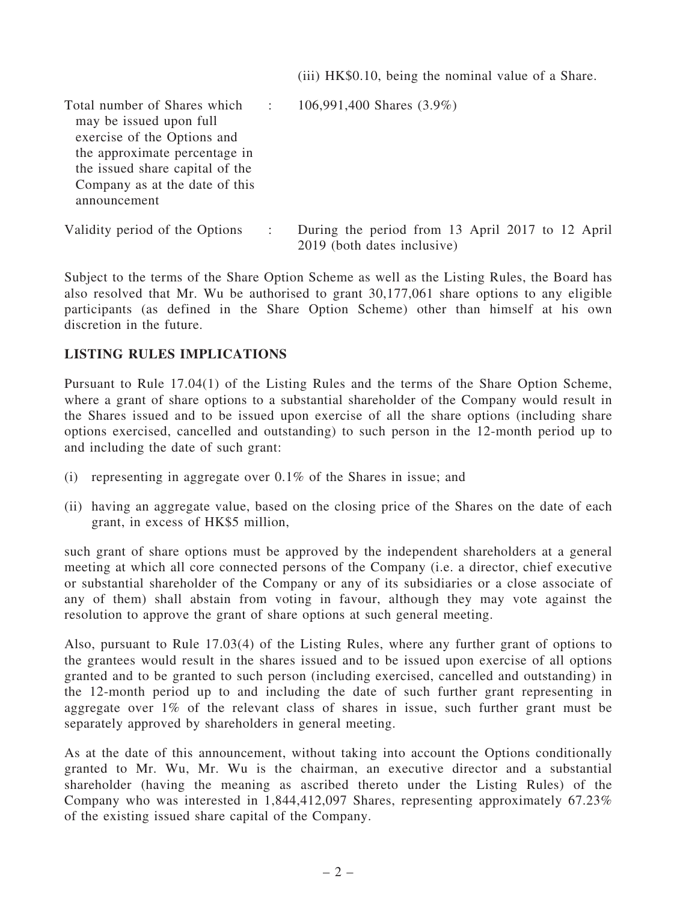(iii) HK$0.10, being the nominal value of a Share.

| | | |
|---|---|---|
| Total number of Shares which may be issued upon full exercise of the Options and the approximate percentage in the issued share capital of the Company as at the date of this announcement | : | 106,991,400 Shares (3.9%) |
| Validity period of the Options | : | During the period from 13 April 2017 to 12 April 2019 (both dates inclusive) |

Subject to the terms of the Share Option Scheme as well as the Listing Rules, the Board has also resolved that Mr. Wu be authorised to grant 30,177,061 share options to any eligible participants (as defined in the Share Option Scheme) other than himself at his own discretion in the future.

## LISTING RULES IMPLICATIONS

Pursuant to Rule 17.04(1) of the Listing Rules and the terms of the Share Option Scheme, where a grant of share options to a substantial shareholder of the Company would result in the Shares issued and to be issued upon exercise of all the share options (including share options exercised, cancelled and outstanding) to such person in the 12-month period up to and including the date of such grant:

(i) representing in aggregate over 0.1% of the Shares in issue; and

(ii) having an aggregate value, based on the closing price of the Shares on the date of each grant, in excess of HK$5 million,

such grant of share options must be approved by the independent shareholders at a general meeting at which all core connected persons of the Company (i.e. a director, chief executive or substantial shareholder of the Company or any of its subsidiaries or a close associate of any of them) shall abstain from voting in favour, although they may vote against the resolution to approve the grant of share options at such general meeting.

Also, pursuant to Rule 17.03(4) of the Listing Rules, where any further grant of options to the grantees would result in the shares issued and to be issued upon exercise of all options granted and to be granted to such person (including exercised, cancelled and outstanding) in the 12-month period up to and including the date of such further grant representing in aggregate over 1% of the relevant class of shares in issue, such further grant must be separately approved by shareholders in general meeting.

As at the date of this announcement, without taking into account the Options conditionally granted to Mr. Wu, Mr. Wu is the chairman, an executive director and a substantial shareholder (having the meaning as ascribed thereto under the Listing Rules) of the Company who was interested in 1,844,412,097 Shares, representing approximately 67.23% of the existing issued share capital of the Company.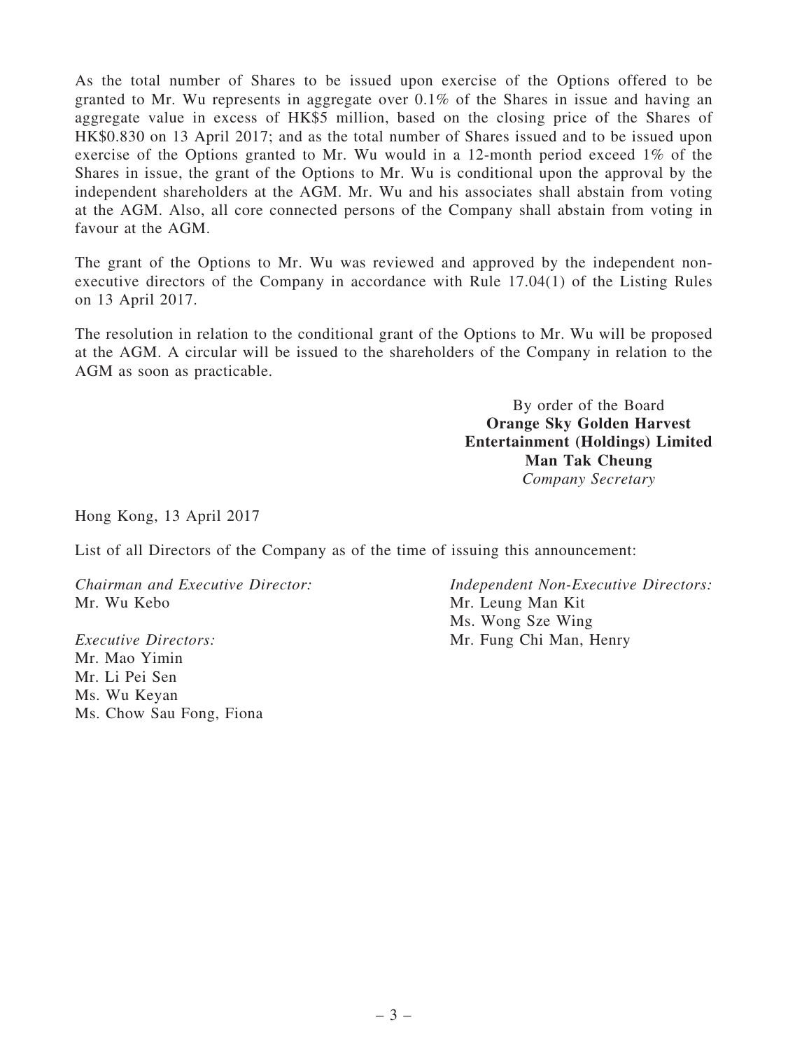As the total number of Shares to be issued upon exercise of the Options offered to be granted to Mr. Wu represents in aggregate over 0.1% of the Shares in issue and having an aggregate value in excess of HK$5 million, based on the closing price of the Shares of HK$0.830 on 13 April 2017; and as the total number of Shares issued and to be issued upon exercise of the Options granted to Mr. Wu would in a 12-month period exceed 1% of the Shares in issue, the grant of the Options to Mr. Wu is conditional upon the approval by the independent shareholders at the AGM. Mr. Wu and his associates shall abstain from voting at the AGM. Also, all core connected persons of the Company shall abstain from voting in favour at the AGM.

The grant of the Options to Mr. Wu was reviewed and approved by the independent non-executive directors of the Company in accordance with Rule 17.04(1) of the Listing Rules on 13 April 2017.

The resolution in relation to the conditional grant of the Options to Mr. Wu will be proposed at the AGM. A circular will be issued to the shareholders of the Company in relation to the AGM as soon as practicable.

By order of the Board
**Orange Sky Golden Harvest Entertainment (Holdings) Limited**
**Man Tak Cheung**
*Company Secretary*

Hong Kong, 13 April 2017

List of all Directors of the Company as of the time of issuing this announcement:

*Chairman and Executive Director:*
Mr. Wu Kebo

*Executive Directors:*
Mr. Mao Yimin
Mr. Li Pei Sen
Ms. Wu Keyan
Ms. Chow Sau Fong, Fiona

*Independent Non-Executive Directors:*
Mr. Leung Man Kit
Ms. Wong Sze Wing
Mr. Fung Chi Man, Henry